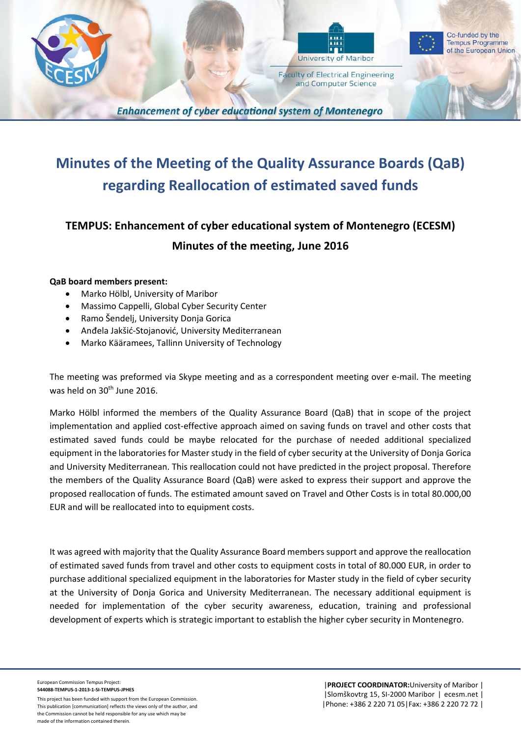# Minutes of the Meeting of the Quality Assurance Boards (QaB) regarding Reallocation of estimated saved funds

## TEMPUS: Enhancement of cyber educational system of Montenegro (ECESM)

## Minutes of the meeting, June 2016

**QaB board members present:**

- Marko Hölbl, University of Maribor
- Massimo Cappelli, Global Cyber Security Center
- Ramo Šendelj, University Donja Gorica
- Anđela Jakšić-Stojanović, University Mediterranean
- Marko Kääramees, Tallinn University of Technology

The meeting was preformed via Skype meeting and as a correspondent meeting over e-mail. The meeting was held on 30th June 2016.

Marko Hölbl informed the members of the Quality Assurance Board (QaB) that in scope of the project implementation and applied cost-effective approach aimed on saving funds on travel and other costs that estimated saved funds could be maybe relocated for the purchase of needed additional specialized equipment in the laboratories for Master study in the field of cyber security at the University of Donja Gorica and University Mediterranean. This reallocation could not have predicted in the project proposal. Therefore the members of the Quality Assurance Board (QaB) were asked to express their support and approve the proposed reallocation of funds. The estimated amount saved on Travel and Other Costs is in total 80.000,00 EUR and will be reallocated into to equipment costs.

It was agreed with majority that the Quality Assurance Board members support and approve the reallocation of estimated saved funds from travel and other costs to equipment costs in total of 80.000 EUR, in order to purchase additional specialized equipment in the laboratories for Master study in the field of cyber security at the University of Donja Gorica and University Mediterranean. The necessary additional equipment is needed for implementation of the cyber security awareness, education, training and professional development of experts which is strategic important to establish the higher cyber security in Montenegro.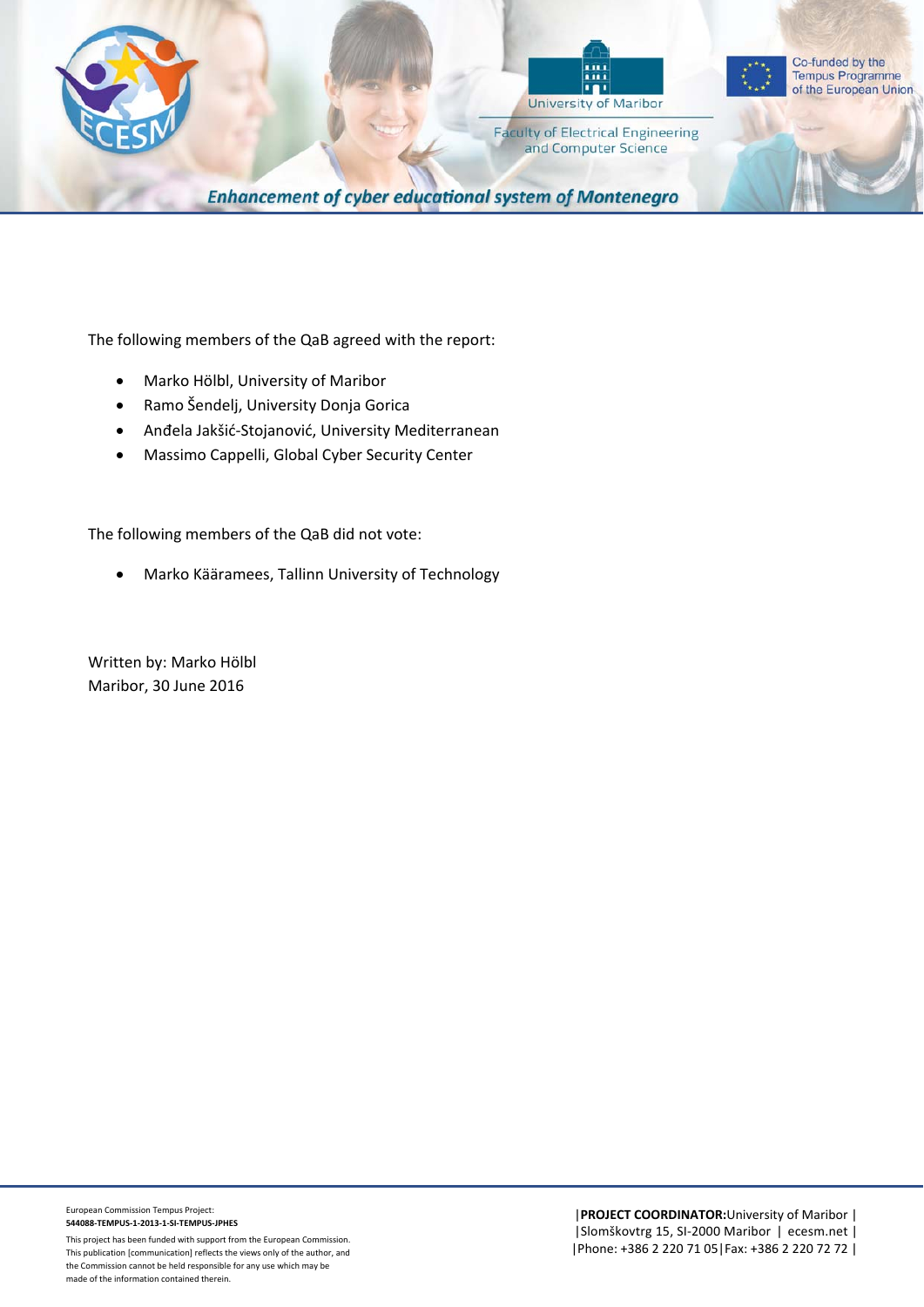The following members of the QaB agreed with the report:

- Marko Hölbl, University of Maribor
- Ramo Šendelj, University Donja Gorica
- Anđela Jakšić-Stojanović, University Mediterranean
- Massimo Cappelli, Global Cyber Security Center

The following members of the QaB did not vote:

- Marko Kääramees, Tallinn University of Technology

Written by: Marko Hölbl
Maribor, 30 June 2016